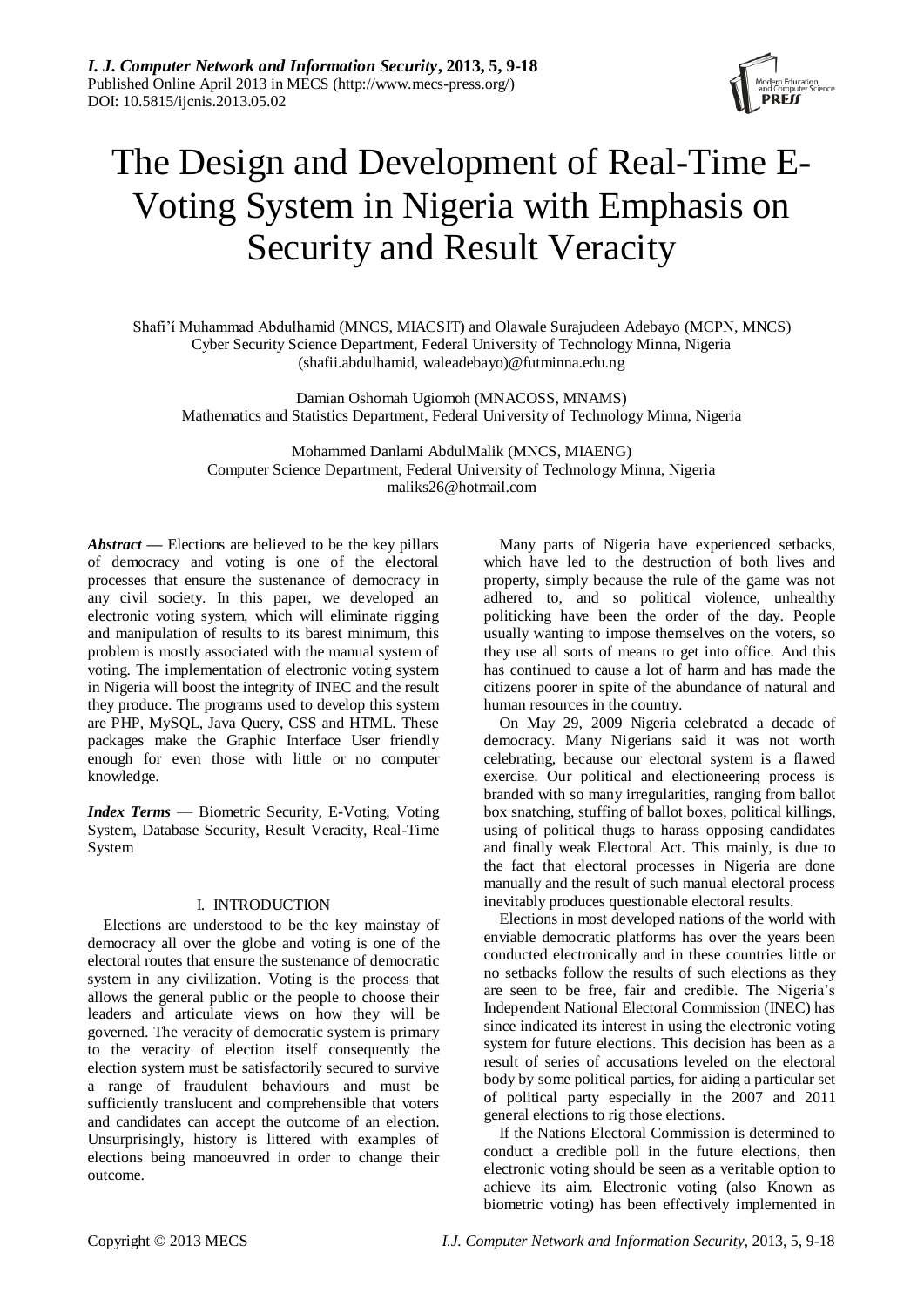# The Design and Development of Real-Time E-Voting System in Nigeria with Emphasis on Security and Result Veracity

Shafi'í Muhammad Abdulhamid (MNCS, MIACSIT) and Olawale Surajudeen Adebayo (MCPN, MNCS)
Cyber Security Science Department, Federal University of Technology Minna, Nigeria
(shafii.abdulhamid, waleadebayo)@futminna.edu.ng

Damian Oshomah Ugiomoh (MNACOSS, MNAMS)
Mathematics and Statistics Department, Federal University of Technology Minna, Nigeria

Mohammed Danlami AbdulMalik (MNCS, MIAENG)
Computer Science Department, Federal University of Technology Minna, Nigeria
maliks26@hotmail.com

***Abstract*** **—** Elections are believed to be the key pillars of democracy and voting is one of the electoral processes that ensure the sustenance of democracy in any civil society. In this paper, we developed an electronic voting system, which will eliminate rigging and manipulation of results to its barest minimum, this problem is mostly associated with the manual system of voting. The implementation of electronic voting system in Nigeria will boost the integrity of INEC and the result they produce. The programs used to develop this system are PHP, MySQL, Java Query, CSS and HTML. These packages make the Graphic Interface User friendly enough for even those with little or no computer knowledge.

***Index Terms*** — Biometric Security, E-Voting, Voting System, Database Security, Result Veracity, Real-Time System

## I. INTRODUCTION

Elections are understood to be the key mainstay of democracy all over the globe and voting is one of the electoral routes that ensure the sustenance of democratic system in any civilization. Voting is the process that allows the general public or the people to choose their leaders and articulate views on how they will be governed. The veracity of democratic system is primary to the veracity of election itself consequently the election system must be satisfactorily secured to survive a range of fraudulent behaviours and must be sufficiently translucent and comprehensible that voters and candidates can accept the outcome of an election. Unsurprisingly, history is littered with examples of elections being manoeuvred in order to change their outcome.

Many parts of Nigeria have experienced setbacks, which have led to the destruction of both lives and property, simply because the rule of the game was not adhered to, and so political violence, unhealthy politicking have been the order of the day. People usually wanting to impose themselves on the voters, so they use all sorts of means to get into office. And this has continued to cause a lot of harm and has made the citizens poorer in spite of the abundance of natural and human resources in the country.

On May 29, 2009 Nigeria celebrated a decade of democracy. Many Nigerians said it was not worth celebrating, because our electoral system is a flawed exercise. Our political and electioneering process is branded with so many irregularities, ranging from ballot box snatching, stuffing of ballot boxes, political killings, using of political thugs to harass opposing candidates and finally weak Electoral Act. This mainly, is due to the fact that electoral processes in Nigeria are done manually and the result of such manual electoral process inevitably produces questionable electoral results.

Elections in most developed nations of the world with enviable democratic platforms has over the years been conducted electronically and in these countries little or no setbacks follow the results of such elections as they are seen to be free, fair and credible. The Nigeria's Independent National Electoral Commission (INEC) has since indicated its interest in using the electronic voting system for future elections. This decision has been as a result of series of accusations leveled on the electoral body by some political parties, for aiding a particular set of political party especially in the 2007 and 2011 general elections to rig those elections.

If the Nations Electoral Commission is determined to conduct a credible poll in the future elections, then electronic voting should be seen as a veritable option to achieve its aim. Electronic voting (also Known as biometric voting) has been effectively implemented in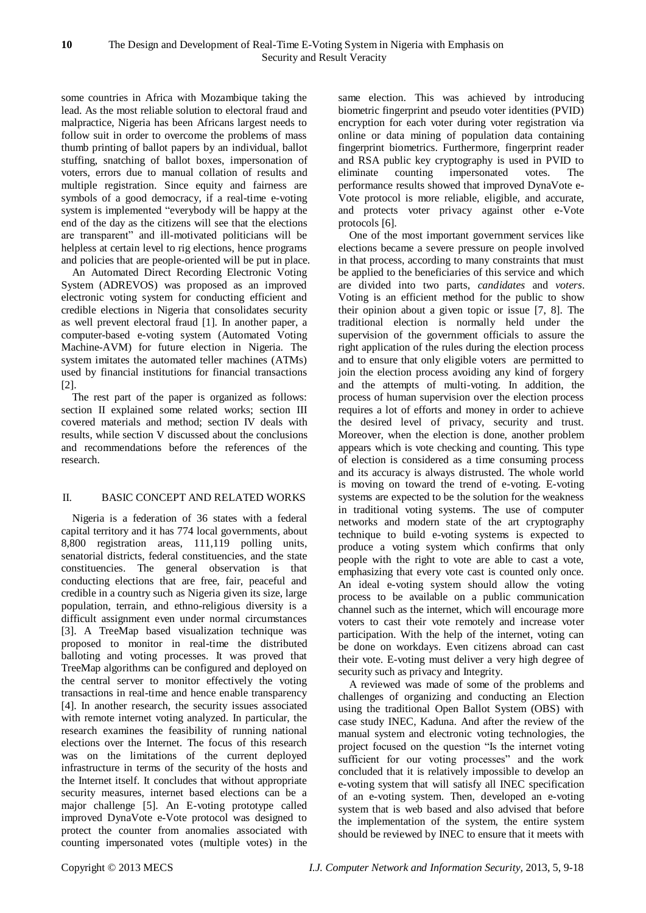some countries in Africa with Mozambique taking the lead. As the most reliable solution to electoral fraud and malpractice, Nigeria has been Africans largest needs to follow suit in order to overcome the problems of mass thumb printing of ballot papers by an individual, ballot stuffing, snatching of ballot boxes, impersonation of voters, errors due to manual collation of results and multiple registration. Since equity and fairness are symbols of a good democracy, if a real-time e-voting system is implemented "everybody will be happy at the end of the day as the citizens will see that the elections are transparent" and ill-motivated politicians will be helpless at certain level to rig elections, hence programs and policies that are people-oriented will be put in place.

An Automated Direct Recording Electronic Voting System (ADREVOS) was proposed as an improved electronic voting system for conducting efficient and credible elections in Nigeria that consolidates security as well prevent electoral fraud [1]. In another paper, a computer-based e-voting system (Automated Voting Machine-AVM) for future election in Nigeria. The system imitates the automated teller machines (ATMs) used by financial institutions for financial transactions [2].

The rest part of the paper is organized as follows: section II explained some related works; section III covered materials and method; section IV deals with results, while section V discussed about the conclusions and recommendations before the references of the research.

## II. BASIC CONCEPT AND RELATED WORKS

Nigeria is a federation of 36 states with a federal capital territory and it has 774 local governments, about 8,800 registration areas, 111,119 polling units, senatorial districts, federal constituencies, and the state constituencies. The general observation is that conducting elections that are free, fair, peaceful and credible in a country such as Nigeria given its size, large population, terrain, and ethno-religious diversity is a difficult assignment even under normal circumstances [3]. A TreeMap based visualization technique was proposed to monitor in real-time the distributed balloting and voting processes. It was proved that TreeMap algorithms can be configured and deployed on the central server to monitor effectively the voting transactions in real-time and hence enable transparency [4]. In another research, the security issues associated with remote internet voting analyzed. In particular, the research examines the feasibility of running national elections over the Internet. The focus of this research was on the limitations of the current deployed infrastructure in terms of the security of the hosts and the Internet itself. It concludes that without appropriate security measures, internet based elections can be a major challenge [5]. An E-voting prototype called improved DynaVote e-Vote protocol was designed to protect the counter from anomalies associated with counting impersonated votes (multiple votes) in the same election. This was achieved by introducing biometric fingerprint and pseudo voter identities (PVID) encryption for each voter during voter registration via online or data mining of population data containing fingerprint biometrics. Furthermore, fingerprint reader and RSA public key cryptography is used in PVID to eliminate counting impersonated votes. The performance results showed that improved DynaVote e-Vote protocol is more reliable, eligible, and accurate, and protects voter privacy against other e-Vote protocols [6].

One of the most important government services like elections became a severe pressure on people involved in that process, according to many constraints that must be applied to the beneficiaries of this service and which are divided into two parts, *candidates* and *voters*. Voting is an efficient method for the public to show their opinion about a given topic or issue [7, 8]. The traditional election is normally held under the supervision of the government officials to assure the right application of the rules during the election process and to ensure that only eligible voters are permitted to join the election process avoiding any kind of forgery and the attempts of multi-voting. In addition, the process of human supervision over the election process requires a lot of efforts and money in order to achieve the desired level of privacy, security and trust. Moreover, when the election is done, another problem appears which is vote checking and counting. This type of election is considered as a time consuming process and its accuracy is always distrusted. The whole world is moving on toward the trend of e-voting. E-voting systems are expected to be the solution for the weakness in traditional voting systems. The use of computer networks and modern state of the art cryptography technique to build e-voting systems is expected to produce a voting system which confirms that only people with the right to vote are able to cast a vote, emphasizing that every vote cast is counted only once. An ideal e-voting system should allow the voting process to be available on a public communication channel such as the internet, which will encourage more voters to cast their vote remotely and increase voter participation. With the help of the internet, voting can be done on workdays. Even citizens abroad can cast their vote. E-voting must deliver a very high degree of security such as privacy and Integrity.

A reviewed was made of some of the problems and challenges of organizing and conducting an Election using the traditional Open Ballot System (OBS) with case study INEC, Kaduna. And after the review of the manual system and electronic voting technologies, the project focused on the question "Is the internet voting sufficient for our voting processes" and the work concluded that it is relatively impossible to develop an e-voting system that will satisfy all INEC specification of an e-voting system. Then, developed an e-voting system that is web based and also advised that before the implementation of the system, the entire system should be reviewed by INEC to ensure that it meets with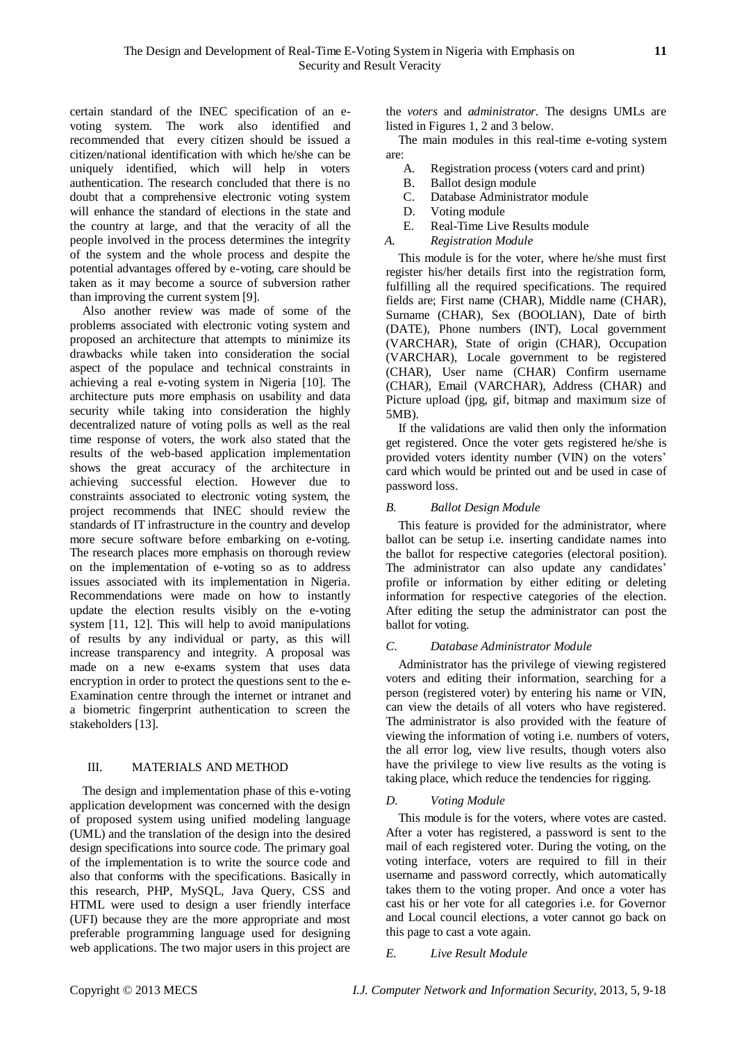certain standard of the INEC specification of an e-voting system. The work also identified and recommended that every citizen should be issued a citizen/national identification with which he/she can be uniquely identified, which will help in voters authentication. The research concluded that there is no doubt that a comprehensive electronic voting system will enhance the standard of elections in the state and the country at large, and that the veracity of all the people involved in the process determines the integrity of the system and the whole process and despite the potential advantages offered by e-voting, care should be taken as it may become a source of subversion rather than improving the current system [9].

Also another review was made of some of the problems associated with electronic voting system and proposed an architecture that attempts to minimize its drawbacks while taken into consideration the social aspect of the populace and technical constraints in achieving a real e-voting system in Nigeria [10]. The architecture puts more emphasis on usability and data security while taking into consideration the highly decentralized nature of voting polls as well as the real time response of voters, the work also stated that the results of the web-based application implementation shows the great accuracy of the architecture in achieving successful election. However due to constraints associated to electronic voting system, the project recommends that INEC should review the standards of IT infrastructure in the country and develop more secure software before embarking on e-voting. The research places more emphasis on thorough review on the implementation of e-voting so as to address issues associated with its implementation in Nigeria. Recommendations were made on how to instantly update the election results visibly on the e-voting system [11, 12]. This will help to avoid manipulations of results by any individual or party, as this will increase transparency and integrity. A proposal was made on a new e-exams system that uses data encryption in order to protect the questions sent to the e-Examination centre through the internet or intranet and a biometric fingerprint authentication to screen the stakeholders [13].

## III. MATERIALS AND METHOD

The design and implementation phase of this e-voting application development was concerned with the design of proposed system using unified modeling language (UML) and the translation of the design into the desired design specifications into source code. The primary goal of the implementation is to write the source code and also that conforms with the specifications. Basically in this research, PHP, MySQL, Java Query, CSS and HTML were used to design a user friendly interface (UFI) because they are the more appropriate and most preferable programming language used for designing web applications. The two major users in this project are the *voters* and *administrator.* The designs UMLs are listed in Figures 1, 2 and 3 below.

The main modules in this real-time e-voting system are:

A. Registration process (voters card and print)
B. Ballot design module
C. Database Administrator module
D. Voting module
E. Real-Time Live Results module

### *A. Registration Module*

This module is for the voter, where he/she must first register his/her details first into the registration form, fulfilling all the required specifications. The required fields are; First name (CHAR), Middle name (CHAR), Surname (CHAR), Sex (BOOLIAN), Date of birth (DATE), Phone numbers (INT), Local government (VARCHAR), State of origin (CHAR), Occupation (VARCHAR), Locale government to be registered (CHAR), User name (CHAR) Confirm username (CHAR), Email (VARCHAR), Address (CHAR) and Picture upload (jpg, gif, bitmap and maximum size of 5MB).

If the validations are valid then only the information get registered. Once the voter gets registered he/she is provided voters identity number (VIN) on the voters' card which would be printed out and be used in case of password loss.

### *B. Ballot Design Module*

This feature is provided for the administrator, where ballot can be setup i.e. inserting candidate names into the ballot for respective categories (electoral position). The administrator can also update any candidates' profile or information by either editing or deleting information for respective categories of the election. After editing the setup the administrator can post the ballot for voting.

### *C. Database Administrator Module*

Administrator has the privilege of viewing registered voters and editing their information, searching for a person (registered voter) by entering his name or VIN, can view the details of all voters who have registered. The administrator is also provided with the feature of viewing the information of voting i.e. numbers of voters, the all error log, view live results, though voters also have the privilege to view live results as the voting is taking place, which reduce the tendencies for rigging.

### *D. Voting Module*

This module is for the voters, where votes are casted. After a voter has registered, a password is sent to the mail of each registered voter. During the voting, on the voting interface, voters are required to fill in their username and password correctly, which automatically takes them to the voting proper. And once a voter has cast his or her vote for all categories i.e. for Governor and Local council elections, a voter cannot go back on this page to cast a vote again.

### *E. Live Result Module*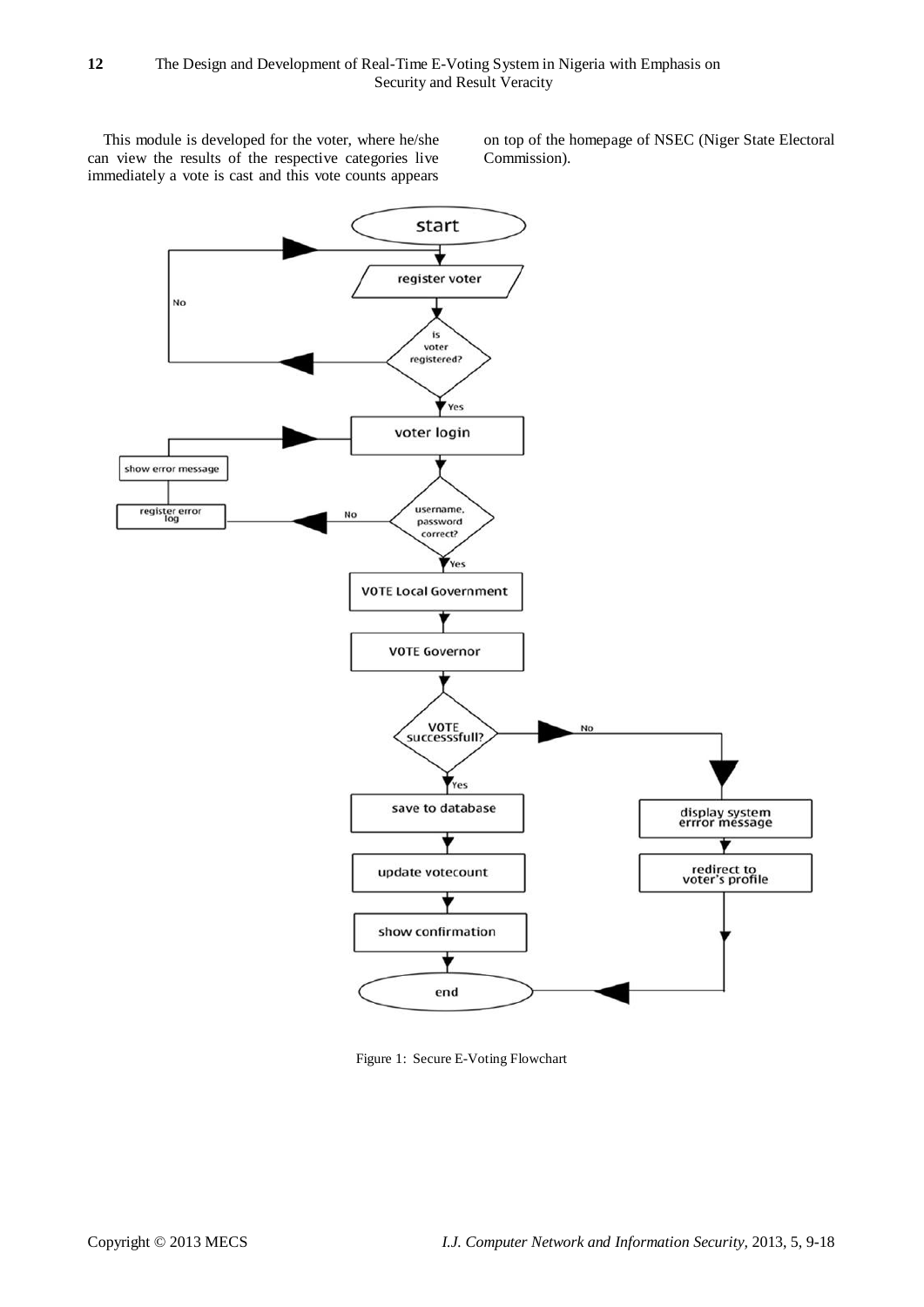This module is developed for the voter, where he/she can view the results of the respective categories live immediately a vote is cast and this vote counts appears on top of the homepage of NSEC (Niger State Electoral Commission).

Figure 1: Secure E-Voting Flowchart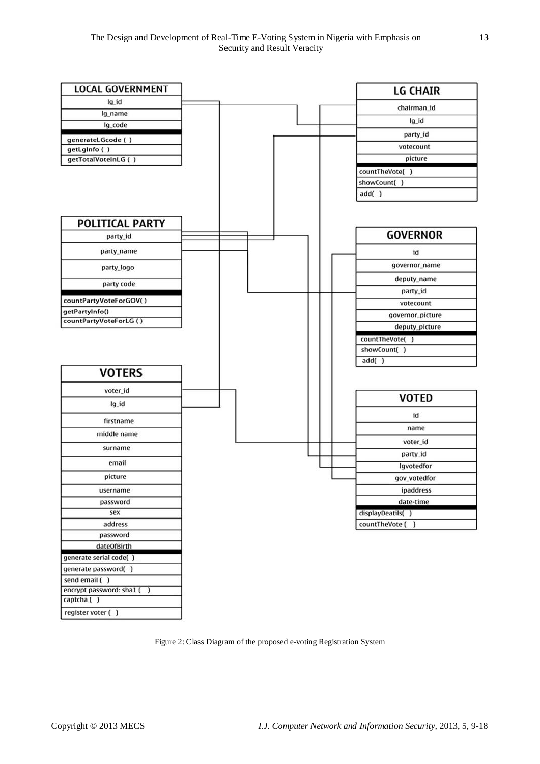**LOCAL GOVERNMENT**
- lg_id
- lg_name
- lg_code
- generateLGcode ( )
- getLgInfo ( )
- getTotalVoteInLG ( )

**LG CHAIR**
- chairman_id
- lg_id
- party_id
- votecount
- picture
- countTheVote( )
- showCount( )
- add( )

**POLITICAL PARTY**
- party_id
- party_name
- party_logo
- party code
- countPartyVoteForGOV( )
- getPartyInfo()
- countPartyVoteForLG ( )

**GOVERNOR**
- id
- governor_name
- deputy_name
- party_id
- votecount
- governor_picture
- deputy_picture
- countTheVote( )
- showCount( )
- add( )

**VOTERS**
- voter_id
- lg_id
- firstname
- middle name
- surname
- email
- picture
- username
- password
- sex
- address
- password
- dateOfBirth
- generate serial code( )
- generate password( )
- send email ( )
- encrypt password: sha1 ( )
- captcha ( )
- register voter ( )

**VOTED**
- id
- name
- voter_id
- party_id
- lgvotedfor
- gov_votedfor
- ipaddress
- date-time
- displayDeatils( )
- countTheVote ( )

Figure 2: Class Diagram of the proposed e-voting Registration System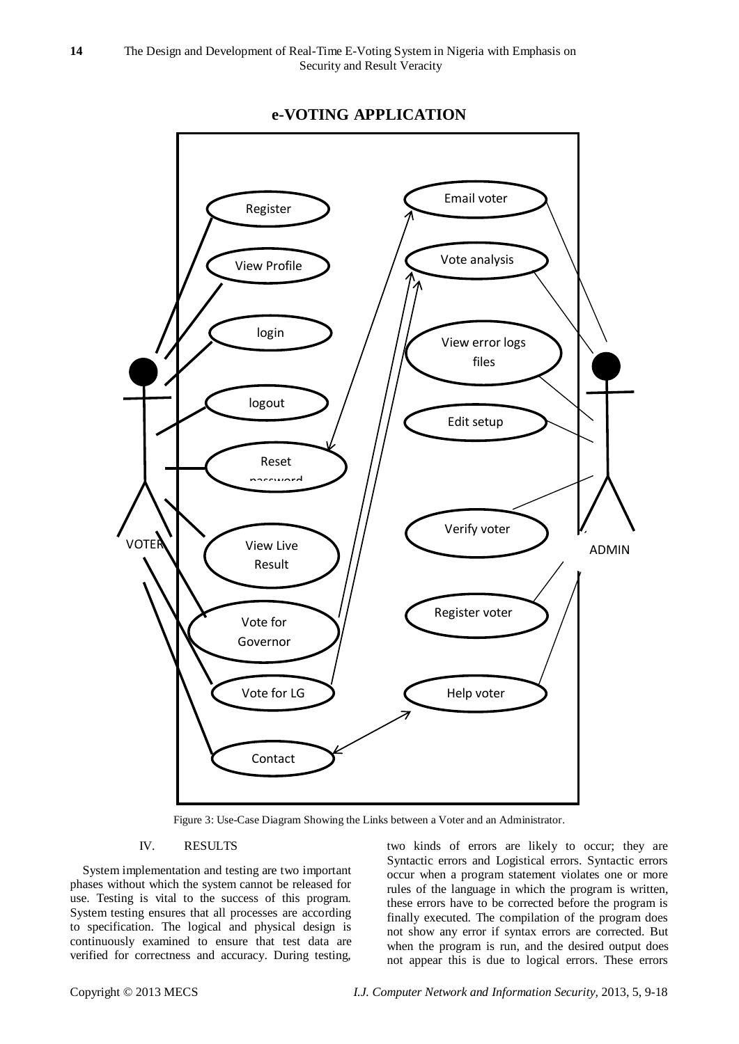Figure 3: Use-Case Diagram Showing the Links between a Voter and an Administrator.

## IV. RESULTS

System implementation and testing are two important phases without which the system cannot be released for use. Testing is vital to the success of this program. System testing ensures that all processes are according to specification. The logical and physical design is continuously examined to ensure that test data are verified for correctness and accuracy. During testing, two kinds of errors are likely to occur; they are Syntactic errors and Logistical errors. Syntactic errors occur when a program statement violates one or more rules of the language in which the program is written, these errors have to be corrected before the program is finally executed. The compilation of the program does not show any error if syntax errors are corrected. But when the program is run, and the desired output does not appear this is due to logical errors. These errors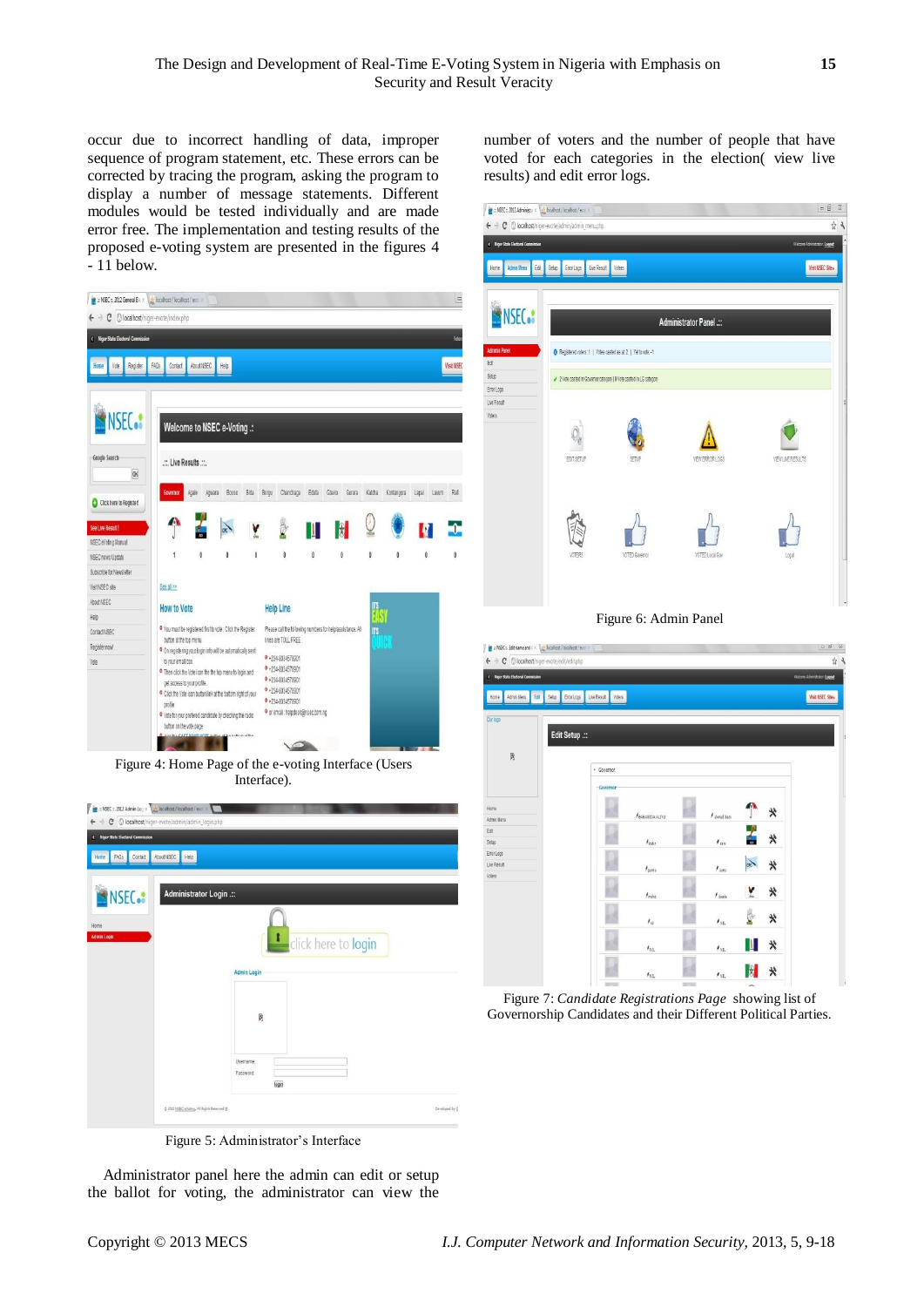occur due to incorrect handling of data, improper sequence of program statement, etc. These errors can be corrected by tracing the program, asking the program to display a number of message statements. Different modules would be tested individually and are made error free. The implementation and testing results of the proposed e-voting system are presented in the figures 4 - 11 below.

Figure 4: Home Page of the e-voting Interface (Users Interface).

Figure 5: Administrator's Interface

Administrator panel here the admin can edit or setup the ballot for voting, the administrator can view the number of voters and the number of people that have voted for each categories in the election( view live results) and edit error logs.

Figure 6: Admin Panel

Figure 7: *Candidate Registrations Page* showing list of Governorship Candidates and their Different Political Parties.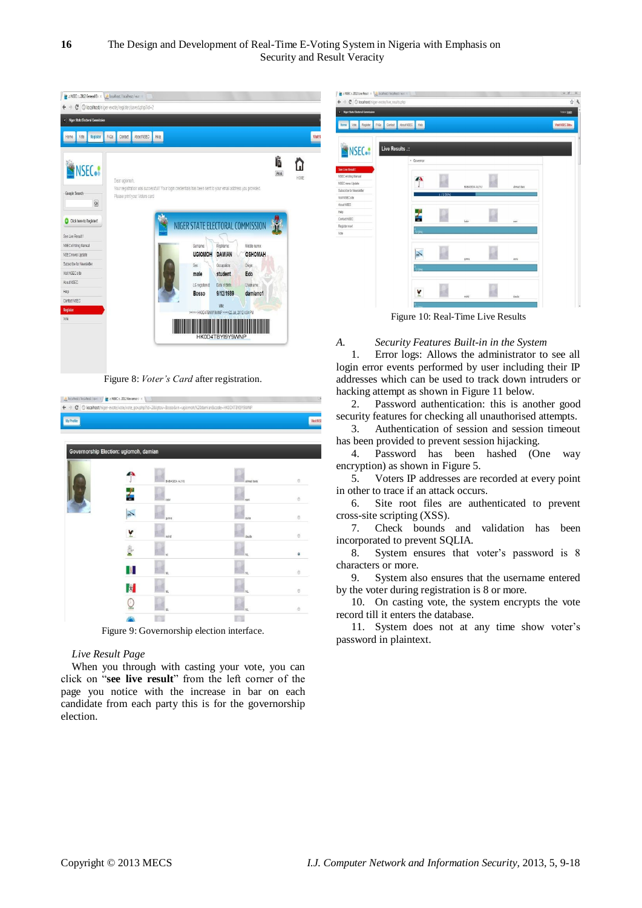Figure 8: *Voter's Card* after registration.

Figure 9: Governorship election interface.

*Live Result Page*

When you through with casting your vote, you can click on "**see live result**" from the left corner of the page you notice with the increase in bar on each candidate from each party this is for the governorship election.

Figure 10: Real-Time Live Results

### *A. Security Features Built-in in the System*

1. Error logs: Allows the administrator to see all login error events performed by user including their IP addresses which can be used to track down intruders or hacking attempt as shown in Figure 11 below.
2. Password authentication: this is another good security features for checking all unauthorised attempts.
3. Authentication of session and session timeout has been provided to prevent session hijacking.
4. Password has been hashed (One way encryption) as shown in Figure 5.
5. Voters IP addresses are recorded at every point in other to trace if an attack occurs.
6. Site root files are authenticated to prevent cross-site scripting (XSS).
7. Check bounds and validation has been incorporated to prevent SQLIA.
8. System ensures that voter's password is 8 characters or more.
9. System also ensures that the username entered by the voter during registration is 8 or more.
10. On casting vote, the system encrypts the vote record till it enters the database.
11. System does not at any time show voter's password in plaintext.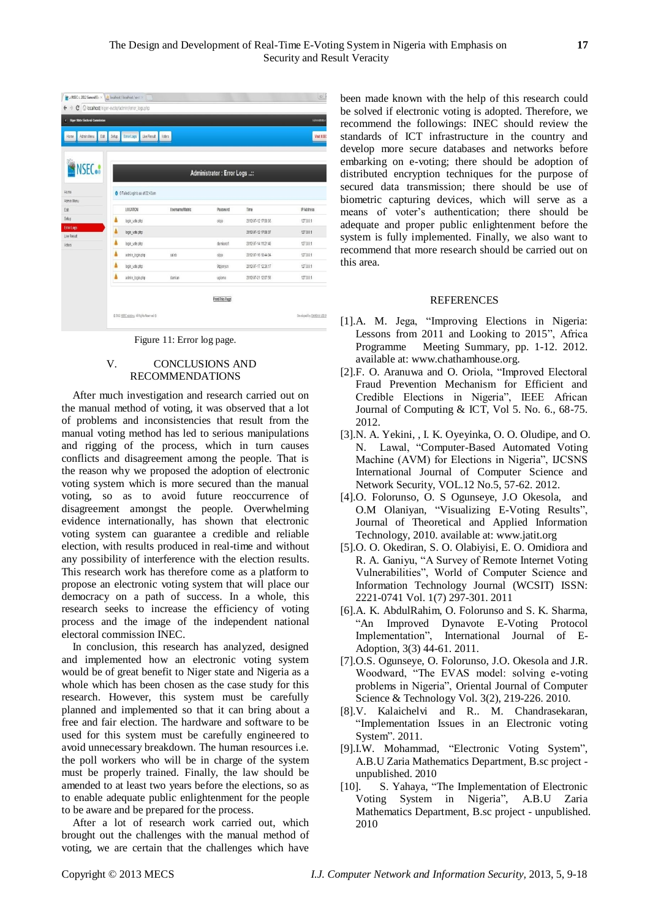Figure 11: Error log page.

## V. CONCLUSIONS AND RECOMMENDATIONS

After much investigation and research carried out on the manual method of voting, it was observed that a lot of problems and inconsistencies that result from the manual voting method has led to serious manipulations and rigging of the process, which in turn causes conflicts and disagreement among the people. That is the reason why we proposed the adoption of electronic voting system which is more secured than the manual voting, so as to avoid future reoccurrence of disagreement amongst the people. Overwhelming evidence internationally, has shown that electronic voting system can guarantee a credible and reliable election, with results produced in real-time and without any possibility of interference with the election results. This research work has therefore come as a platform to propose an electronic voting system that will place our democracy on a path of success. In a whole, this research seeks to increase the efficiency of voting process and the image of the independent national electoral commission INEC.

In conclusion, this research has analyzed, designed and implemented how an electronic voting system would be of great benefit to Niger state and Nigeria as a whole which has been chosen as the case study for this research. However, this system must be carefully planned and implemented so that it can bring about a free and fair election. The hardware and software to be used for this system must be carefully engineered to avoid unnecessary breakdown. The human resources i.e. the poll workers who will be in charge of the system must be properly trained. Finally, the law should be amended to at least two years before the elections, so as to enable adequate public enlightenment for the people to be aware and be prepared for the process.

After a lot of research work carried out, which brought out the challenges with the manual method of voting, we are certain that the challenges which have been made known with the help of this research could be solved if electronic voting is adopted. Therefore, we recommend the followings: INEC should review the standards of ICT infrastructure in the country and develop more secure databases and networks before embarking on e-voting; there should be adoption of distributed encryption techniques for the purpose of secured data transmission; there should be use of biometric capturing devices, which will serve as a means of voter's authentication; there should be adequate and proper public enlightenment before the system is fully implemented. Finally, we also want to recommend that more research should be carried out on this area.

## REFERENCES

[1].A. M. Jega, "Improving Elections in Nigeria: Lessons from 2011 and Looking to 2015", Africa Programme Meeting Summary, pp. 1-12. 2012. available at: www.chathamhouse.org.

[2].F. O. Aranuwa and O. Oriola, "Improved Electoral Fraud Prevention Mechanism for Efficient and Credible Elections in Nigeria", IEEE African Journal of Computing & ICT, Vol 5. No. 6., 68-75. 2012.

[3].N. A. Yekini, , I. K. Oyeyinka, O. O. Oludipe, and O. N. Lawal, "Computer-Based Automated Voting Machine (AVM) for Elections in Nigeria", IJCSNS International Journal of Computer Science and Network Security, VOL.12 No.5, 57-62. 2012.

[4].O. Folorunso, O. S Ogunseye, J.O Okesola, and O.M Olaniyan, "Visualizing E-Voting Results", Journal of Theoretical and Applied Information Technology, 2010. available at: www.jatit.org

[5].O. O. Okediran, S. O. Olabiyisi, E. O. Omidiora and R. A. Ganiyu, "A Survey of Remote Internet Voting Vulnerabilities", World of Computer Science and Information Technology Journal (WCSIT) ISSN: 2221-0741 Vol. 1(7) 297-301. 2011

[6].A. K. AbdulRahim, O. Folorunso and S. K. Sharma, "An Improved Dynavote E-Voting Protocol Implementation", International Journal of E-Adoption, 3(3) 44-61. 2011.

[7].O.S. Ogunseye, O. Folorunso, J.O. Okesola and J.R. Woodward, "The EVAS model: solving e-voting problems in Nigeria", Oriental Journal of Computer Science & Technology Vol. 3(2), 219-226. 2010.

[8].V. Kalaichelvi and R.. M. Chandrasekaran, "Implementation Issues in an Electronic voting System". 2011.

[9].I.W. Mohammad, "Electronic Voting System", A.B.U Zaria Mathematics Department, B.sc project - unpublished. 2010

[10]. S. Yahaya, "The Implementation of Electronic Voting System in Nigeria", A.B.U Zaria Mathematics Department, B.sc project - unpublished. 2010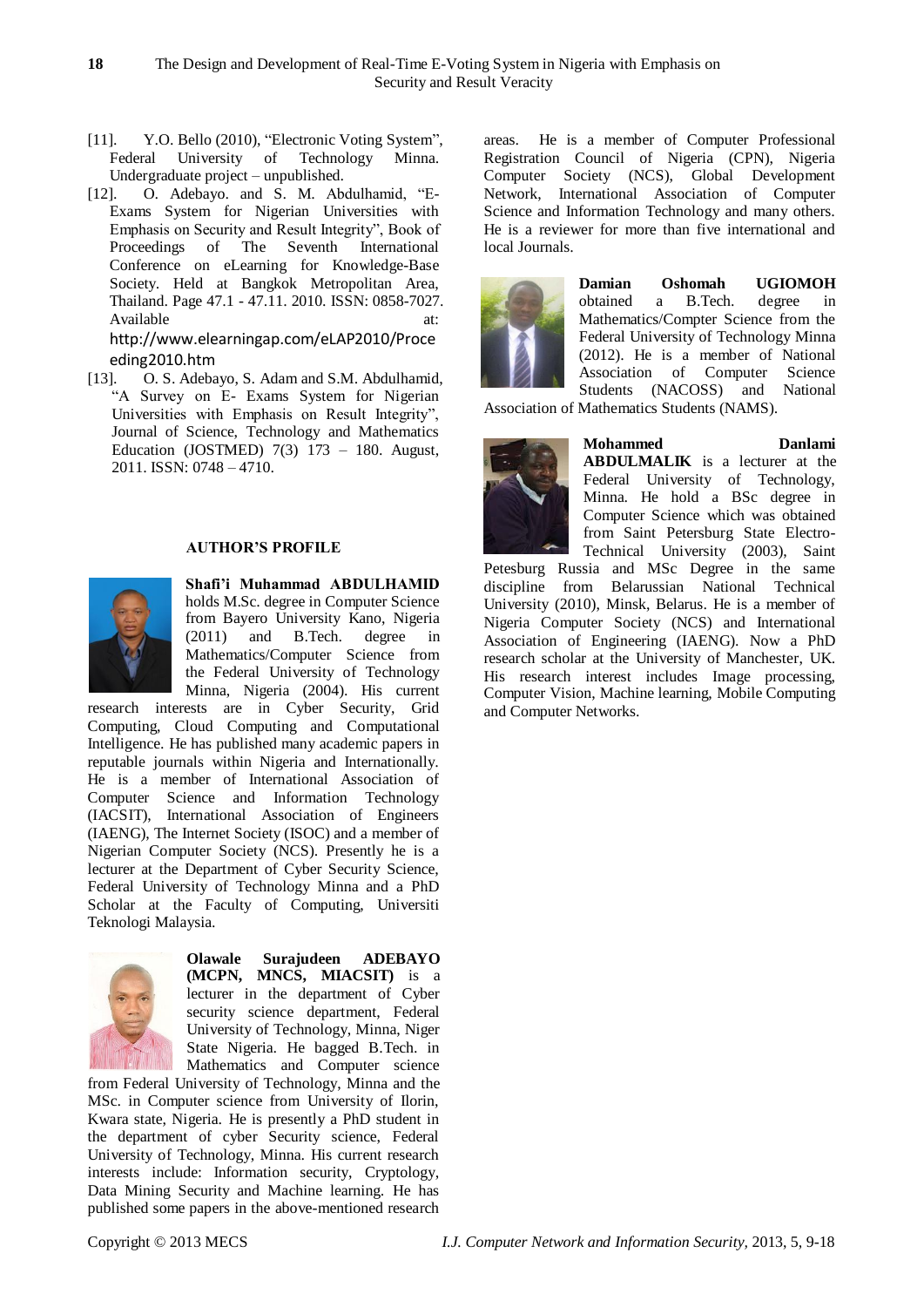[11]. Y.O. Bello (2010), "Electronic Voting System", Federal University of Technology Minna. Undergraduate project – unpublished.

[12]. O. Adebayo. and S. M. Abdulhamid, "E-Exams System for Nigerian Universities with Emphasis on Security and Result Integrity", Book of Proceedings of The Seventh International Conference on eLearning for Knowledge-Base Society. Held at Bangkok Metropolitan Area, Thailand. Page 47.1 - 47.11. 2010. ISSN: 0858-7027. Available at: http://www.elearningap.com/eLAP2010/Proceeding2010.htm

[13]. O. S. Adebayo, S. Adam and S.M. Abdulhamid, "A Survey on E- Exams System for Nigerian Universities with Emphasis on Result Integrity", Journal of Science, Technology and Mathematics Education (JOSTMED) 7(3) 173 – 180. August, 2011. ISSN: 0748 – 4710.

## AUTHOR'S PROFILE

**Shafi'i Muhammad ABDULHAMID** holds M.Sc. degree in Computer Science from Bayero University Kano, Nigeria (2011) and B.Tech. degree in Mathematics/Computer Science from the Federal University of Technology Minna, Nigeria (2004). His current research interests are in Cyber Security, Grid Computing, Cloud Computing and Computational Intelligence. He has published many academic papers in reputable journals within Nigeria and Internationally. He is a member of International Association of Computer Science and Information Technology (IACSIT), International Association of Engineers (IAENG), The Internet Society (ISOC) and a member of Nigerian Computer Society (NCS). Presently he is a lecturer at the Department of Cyber Security Science, Federal University of Technology Minna and a PhD Scholar at the Faculty of Computing, Universiti Teknologi Malaysia.

**Olawale Surajudeen ADEBAYO (MCPN, MNCS, MIACSIT)** is a lecturer in the department of Cyber security science department, Federal University of Technology, Minna, Niger State Nigeria. He bagged B.Tech. in Mathematics and Computer science from Federal University of Technology, Minna and the MSc. in Computer science from University of Ilorin, Kwara state, Nigeria. He is presently a PhD student in the department of cyber Security science, Federal University of Technology, Minna. His current research interests include: Information security, Cryptology, Data Mining Security and Machine learning. He has published some papers in the above-mentioned research areas. He is a member of Computer Professional Registration Council of Nigeria (CPN), Nigeria Computer Society (NCS), Global Development Network, International Association of Computer Science and Information Technology and many others. He is a reviewer for more than five international and local Journals.

**Damian Oshomah UGIOMOH** obtained a B.Tech. degree in Mathematics/Compter Science from the Federal University of Technology Minna (2012). He is a member of National Association of Computer Science Students (NACOSS) and National Association of Mathematics Students (NAMS).

**Mohammed Danlami ABDULMALIK** is a lecturer at the Federal University of Technology, Minna. He hold a BSc degree in Computer Science which was obtained from Saint Petersburg State Electro-Technical University (2003), Saint Petesburg Russia and MSc Degree in the same discipline from Belarussian National Technical University (2010), Minsk, Belarus. He is a member of Nigeria Computer Society (NCS) and International Association of Engineering (IAENG). Now a PhD research scholar at the University of Manchester, UK. His research interest includes Image processing, Computer Vision, Machine learning, Mobile Computing and Computer Networks.